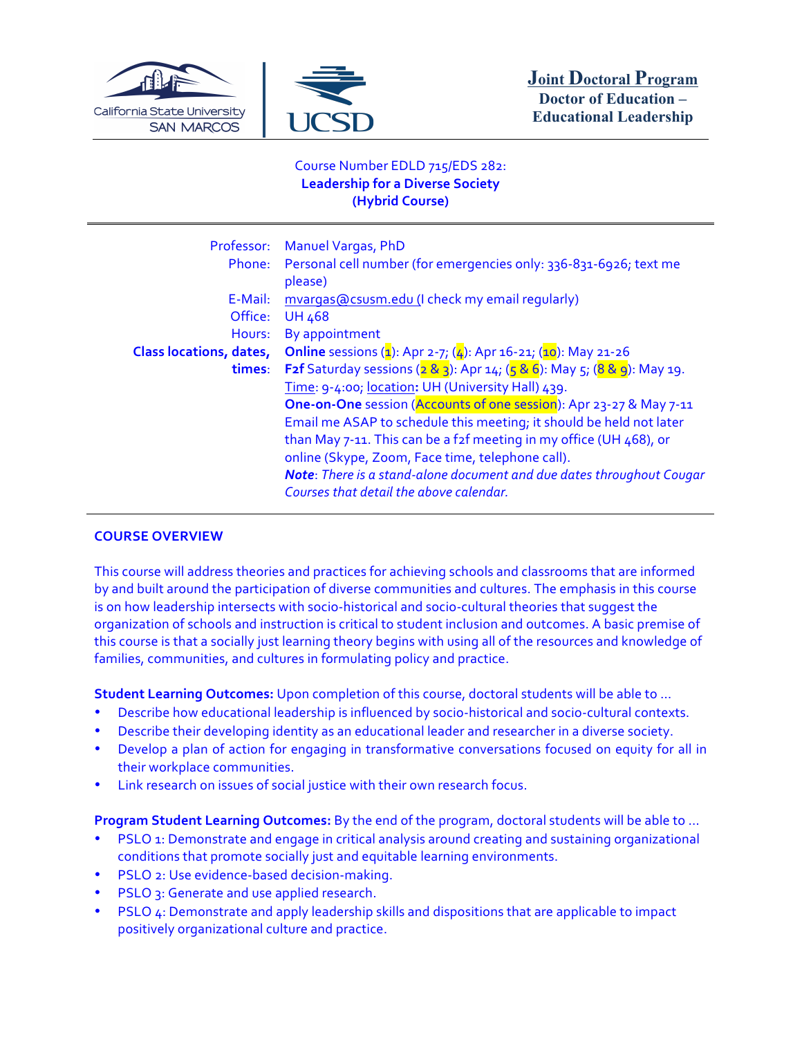California State University SAN MARCOS | UCSD

**Joint Doctoral Program**
**Doctor of Education – Educational Leadership**

Course Number EDLD 715/EDS 282:
**Leadership for a Diverse Society**
**(Hybrid Course)**

| | |
|---|---|
| Professor: | Manuel Vargas, PhD |
| Phone: | Personal cell number (for emergencies only: 336-831-6926; text me please) |
| E-Mail: | mvargas@csusm.edu (I check my email regularly) |
| Office: | UH 468 |
| Hours: | By appointment |
| **Class locations, dates, times**: | **Online** sessions (1): Apr 2-7; (4): Apr 16-21; (10): May 21-26<br>**F2f** Saturday sessions (2 & 3): Apr 14; (5 & 6): May 5; (8 & 9): May 19. Time: 9-4:00; location**:** UH (University Hall) 439.<br>**One-on-One** session (Accounts of one session): Apr 23-27 & May 7-11 Email me ASAP to schedule this meeting; it should be held not later than May 7-11. This can be a f2f meeting in my office (UH 468), or online (Skype, Zoom, Face time, telephone call).<br>***Note***: *There is a stand-alone document and due dates throughout Cougar Courses that detail the above calendar.* |

## COURSE OVERVIEW

This course will address theories and practices for achieving schools and classrooms that are informed by and built around the participation of diverse communities and cultures. The emphasis in this course is on how leadership intersects with socio-historical and socio-cultural theories that suggest the organization of schools and instruction is critical to student inclusion and outcomes. A basic premise of this course is that a socially just learning theory begins with using all of the resources and knowledge of families, communities, and cultures in formulating policy and practice.

**Student Learning Outcomes:** Upon completion of this course, doctoral students will be able to ...

- Describe how educational leadership is influenced by socio-historical and socio-cultural contexts.
- Describe their developing identity as an educational leader and researcher in a diverse society.
- Develop a plan of action for engaging in transformative conversations focused on equity for all in their workplace communities.
- Link research on issues of social justice with their own research focus.

**Program Student Learning Outcomes:** By the end of the program, doctoral students will be able to ...

- PSLO 1: Demonstrate and engage in critical analysis around creating and sustaining organizational conditions that promote socially just and equitable learning environments.
- PSLO 2: Use evidence-based decision-making.
- PSLO 3: Generate and use applied research.
- PSLO 4: Demonstrate and apply leadership skills and dispositions that are applicable to impact positively organizational culture and practice.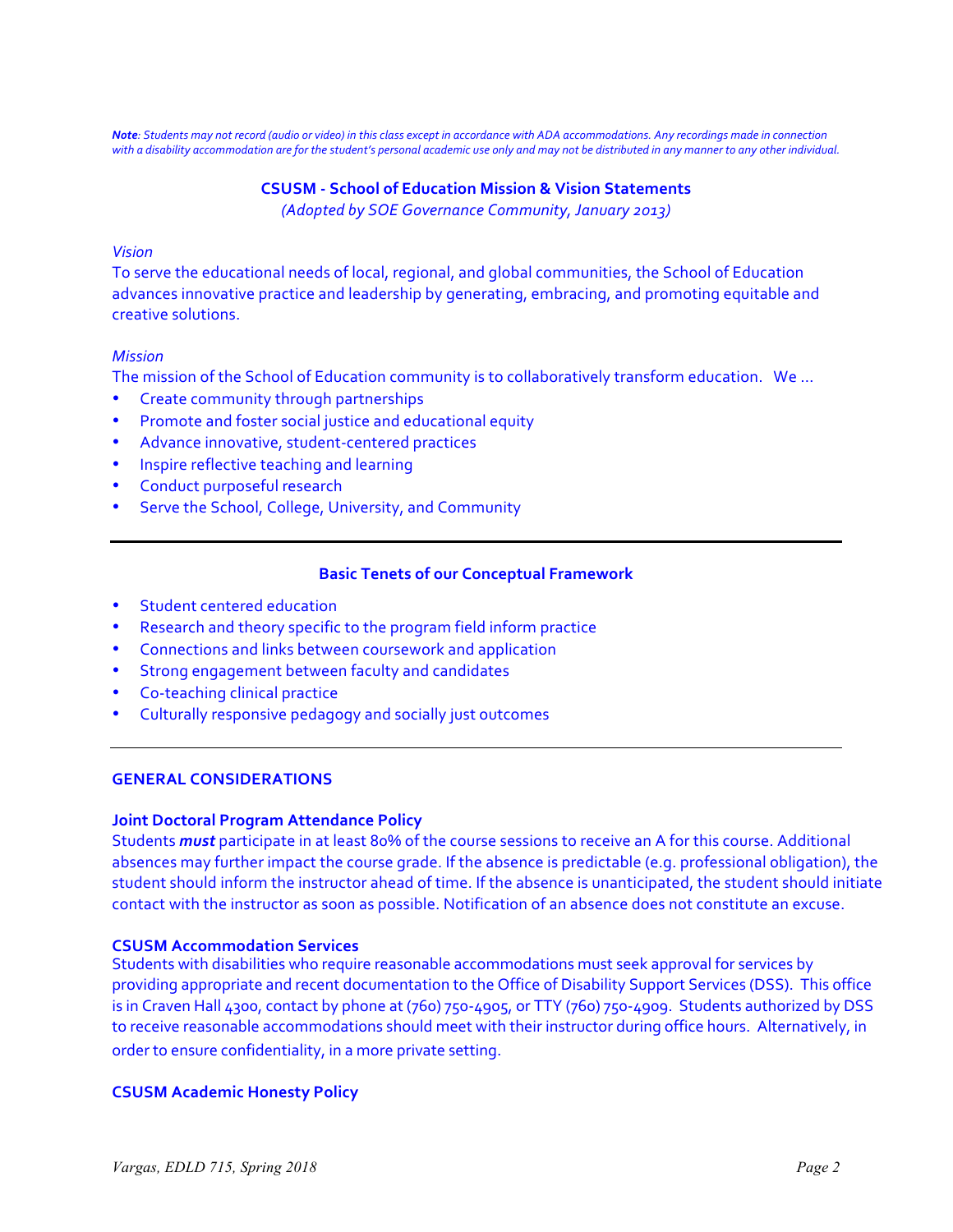*__Note__: Students may not record (audio or video) in this class except in accordance with ADA accommodations. Any recordings made in connection with a disability accommodation are for the student's personal academic use only and may not be distributed in any manner to any other individual.*

## CSUSM - School of Education Mission & Vision Statements

*(Adopted by SOE Governance Community, January 2013)*

*Vision*

To serve the educational needs of local, regional, and global communities, the School of Education advances innovative practice and leadership by generating, embracing, and promoting equitable and creative solutions.

*Mission*

The mission of the School of Education community is to collaboratively transform education. We ...

- Create community through partnerships
- Promote and foster social justice and educational equity
- Advance innovative, student-centered practices
- Inspire reflective teaching and learning
- Conduct purposeful research
- Serve the School, College, University, and Community

---

## Basic Tenets of our Conceptual Framework

- Student centered education
- Research and theory specific to the program field inform practice
- Connections and links between coursework and application
- Strong engagement between faculty and candidates
- Co-teaching clinical practice
- Culturally responsive pedagogy and socially just outcomes

---

## GENERAL CONSIDERATIONS

### Joint Doctoral Program Attendance Policy

Students ***must*** participate in at least 80% of the course sessions to receive an A for this course. Additional absences may further impact the course grade. If the absence is predictable (e.g. professional obligation), the student should inform the instructor ahead of time. If the absence is unanticipated, the student should initiate contact with the instructor as soon as possible. Notification of an absence does not constitute an excuse.

### CSUSM Accommodation Services

Students with disabilities who require reasonable accommodations must seek approval for services by providing appropriate and recent documentation to the Office of Disability Support Services (DSS). This office is in Craven Hall 4300, contact by phone at (760) 750-4905, or TTY (760) 750-4909. Students authorized by DSS to receive reasonable accommodations should meet with their instructor during office hours. Alternatively, in order to ensure confidentiality, in a more private setting.

### CSUSM Academic Honesty Policy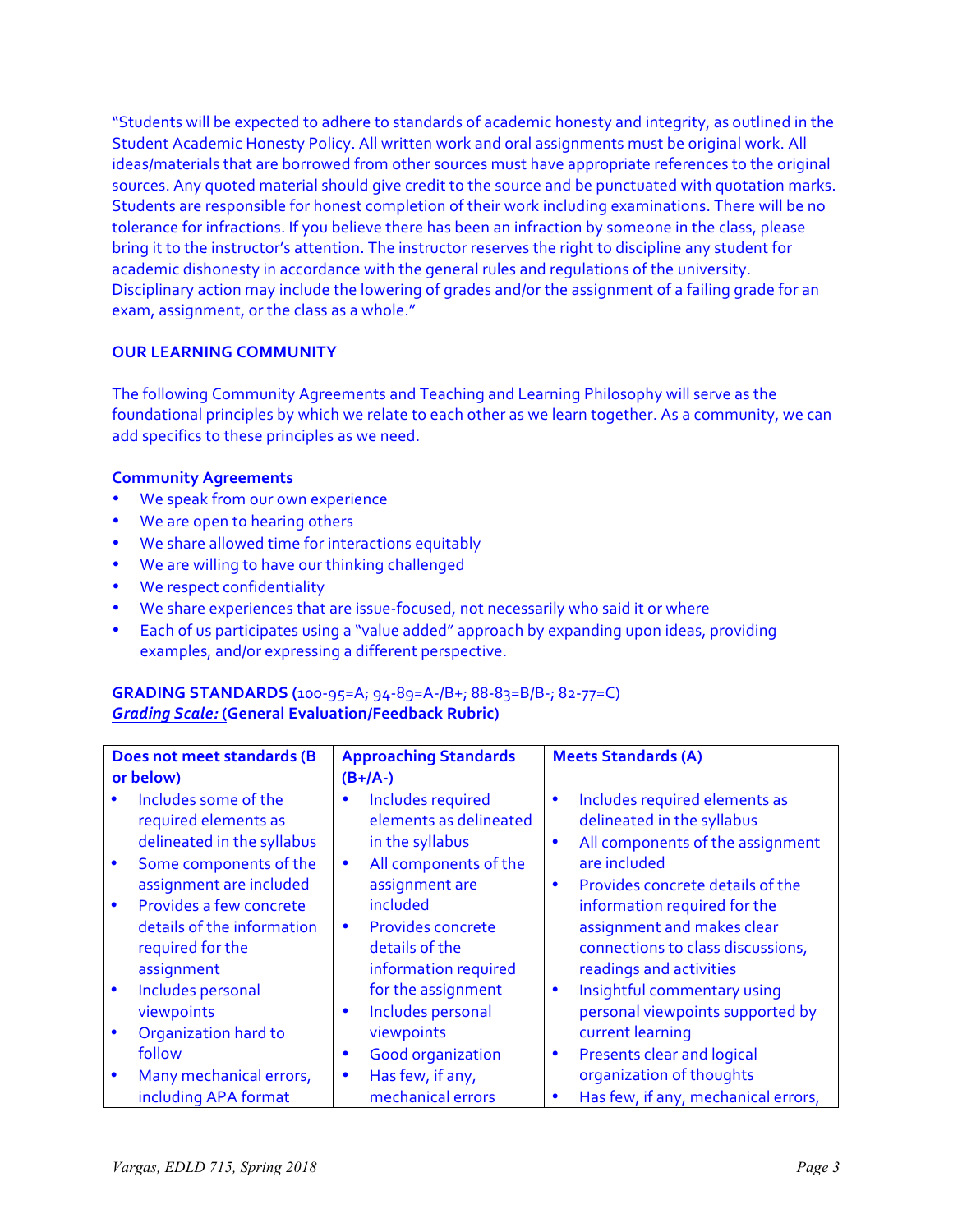"Students will be expected to adhere to standards of academic honesty and integrity, as outlined in the Student Academic Honesty Policy. All written work and oral assignments must be original work. All ideas/materials that are borrowed from other sources must have appropriate references to the original sources. Any quoted material should give credit to the source and be punctuated with quotation marks. Students are responsible for honest completion of their work including examinations. There will be no tolerance for infractions. If you believe there has been an infraction by someone in the class, please bring it to the instructor's attention. The instructor reserves the right to discipline any student for academic dishonesty in accordance with the general rules and regulations of the university. Disciplinary action may include the lowering of grades and/or the assignment of a failing grade for an exam, assignment, or the class as a whole."

## OUR LEARNING COMMUNITY

The following Community Agreements and Teaching and Learning Philosophy will serve as the foundational principles by which we relate to each other as we learn together. As a community, we can add specifics to these principles as we need.

### Community Agreements

- We speak from our own experience
- We are open to hearing others
- We share allowed time for interactions equitably
- We are willing to have our thinking challenged
- We respect confidentiality
- We share experiences that are issue-focused, not necessarily who said it or where
- Each of us participates using a "value added" approach by expanding upon ideas, providing examples, and/or expressing a different perspective.

**GRADING STANDARDS (**100-95=A; 94-89=A-/B+; 88-83=B/B-; 82-77=C)
***Grading Scale:*** **(General Evaluation/Feedback Rubric)**

| Does not meet standards (B or below) | Approaching Standards (B+/A-) | Meets Standards (A) |
|---|---|---|
| • Includes some of the required elements as delineated in the syllabus<br>• Some components of the assignment are included<br>• Provides a few concrete details of the information required for the assignment<br>• Includes personal viewpoints<br>• Organization hard to follow<br>• Many mechanical errors, including APA format | • Includes required elements as delineated in the syllabus<br>• All components of the assignment are included<br>• Provides concrete details of the information required for the assignment<br>• Includes personal viewpoints<br>• Good organization<br>• Has few, if any, mechanical errors | • Includes required elements as delineated in the syllabus<br>• All components of the assignment are included<br>• Provides concrete details of the information required for the assignment and makes clear connections to class discussions, readings and activities<br>• Insightful commentary using personal viewpoints supported by current learning<br>• Presents clear and logical organization of thoughts<br>• Has few, if any, mechanical errors, |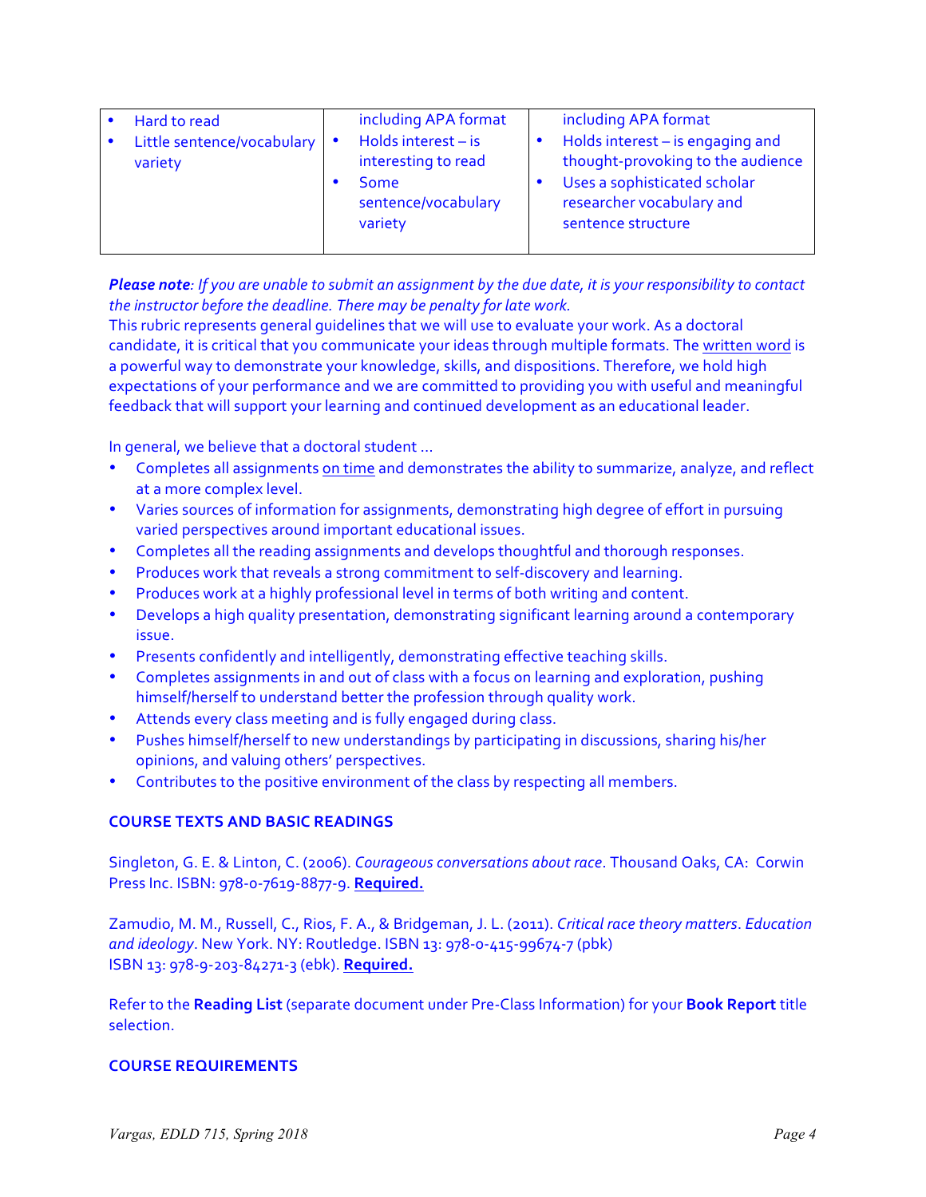| | | |
|---|---|---|
| • Hard to read<br>• Little sentence/vocabulary variety | including APA format<br>• Holds interest – is interesting to read<br>• Some sentence/vocabulary variety | including APA format<br>• Holds interest – is engaging and thought-provoking to the audience<br>• Uses a sophisticated scholar researcher vocabulary and sentence structure |

***Please note**: If you are unable to submit an assignment by the due date, it is your responsibility to contact the instructor before the deadline. There may be penalty for late work.*

This rubric represents general guidelines that we will use to evaluate your work. As a doctoral candidate, it is critical that you communicate your ideas through multiple formats. The written word is a powerful way to demonstrate your knowledge, skills, and dispositions. Therefore, we hold high expectations of your performance and we are committed to providing you with useful and meaningful feedback that will support your learning and continued development as an educational leader.

In general, we believe that a doctoral student ...

- Completes all assignments on time and demonstrates the ability to summarize, analyze, and reflect at a more complex level.
- Varies sources of information for assignments, demonstrating high degree of effort in pursuing varied perspectives around important educational issues.
- Completes all the reading assignments and develops thoughtful and thorough responses.
- Produces work that reveals a strong commitment to self-discovery and learning.
- Produces work at a highly professional level in terms of both writing and content.
- Develops a high quality presentation, demonstrating significant learning around a contemporary issue.
- Presents confidently and intelligently, demonstrating effective teaching skills.
- Completes assignments in and out of class with a focus on learning and exploration, pushing himself/herself to understand better the profession through quality work.
- Attends every class meeting and is fully engaged during class.
- Pushes himself/herself to new understandings by participating in discussions, sharing his/her opinions, and valuing others' perspectives.
- Contributes to the positive environment of the class by respecting all members.

## COURSE TEXTS AND BASIC READINGS

Singleton, G. E. & Linton, C. (2006). *Courageous conversations about race*. Thousand Oaks, CA: Corwin Press Inc. ISBN: 978-0-7619-8877-9. **Required.**

Zamudio, M. M., Russell, C., Rios, F. A., & Bridgeman, J. L. (2011). *Critical race theory matters. Education and ideology*. New York. NY: Routledge. ISBN 13: 978-0-415-99674-7 (pbk)
ISBN 13: 978-9-203-84271-3 (ebk). **Required.**

Refer to the **Reading List** (separate document under Pre-Class Information) for your **Book Report** title selection.

## COURSE REQUIREMENTS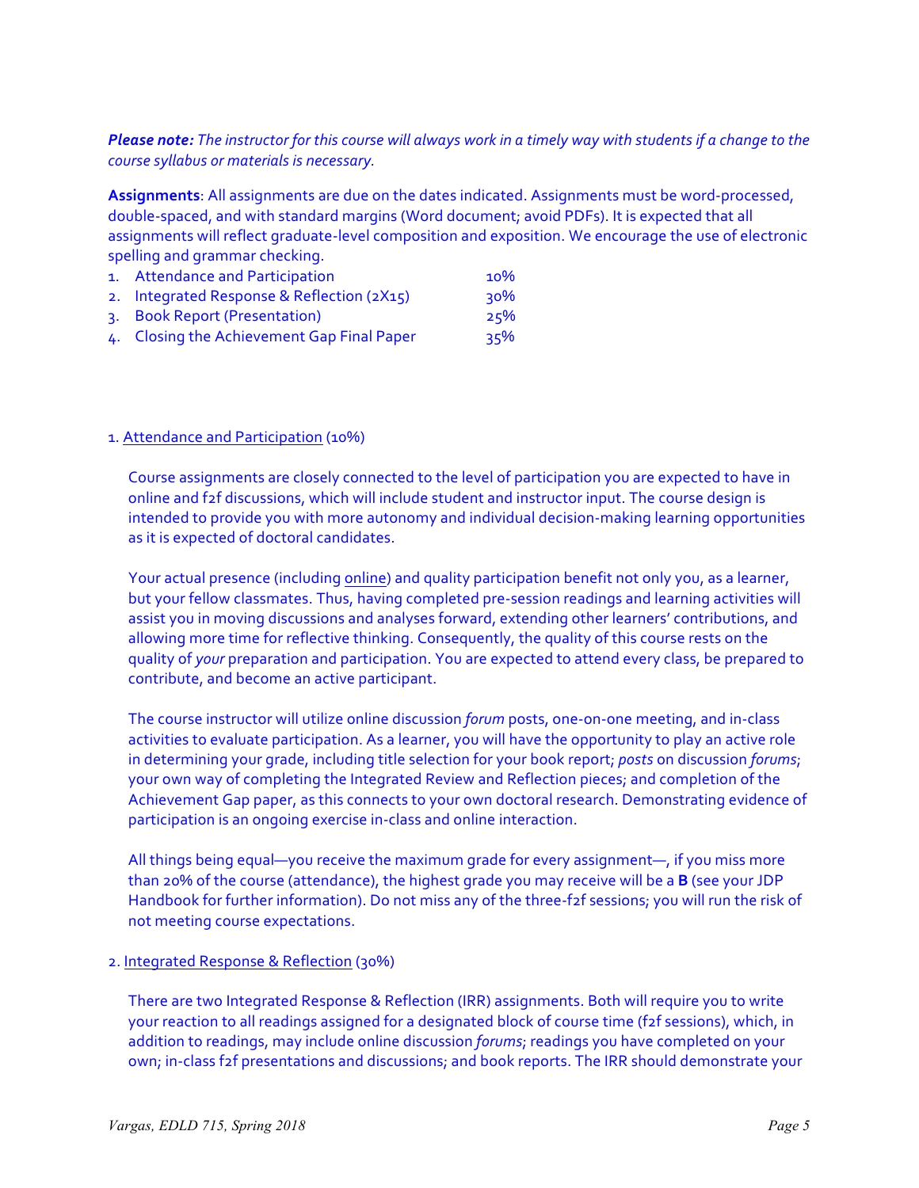***Please note:** The instructor for this course will always work in a timely way with students if a change to the course syllabus or materials is necessary.*

**Assignments**: All assignments are due on the dates indicated. Assignments must be word-processed, double-spaced, and with standard margins (Word document; avoid PDFs). It is expected that all assignments will reflect graduate-level composition and exposition. We encourage the use of electronic spelling and grammar checking.

1. Attendance and Participation — 10%
2. Integrated Response & Reflection (2X15) — 30%
3. Book Report (Presentation) — 25%
4. Closing the Achievement Gap Final Paper — 35%

1. Attendance and Participation (10%)

Course assignments are closely connected to the level of participation you are expected to have in online and f2f discussions, which will include student and instructor input. The course design is intended to provide you with more autonomy and individual decision-making learning opportunities as it is expected of doctoral candidates.

Your actual presence (including online) and quality participation benefit not only you, as a learner, but your fellow classmates. Thus, having completed pre-session readings and learning activities will assist you in moving discussions and analyses forward, extending other learners' contributions, and allowing more time for reflective thinking. Consequently, the quality of this course rests on the quality of *your* preparation and participation. You are expected to attend every class, be prepared to contribute, and become an active participant.

The course instructor will utilize online discussion *forum* posts, one-on-one meeting, and in-class activities to evaluate participation. As a learner, you will have the opportunity to play an active role in determining your grade, including title selection for your book report; *posts* on discussion *forums*; your own way of completing the Integrated Review and Reflection pieces; and completion of the Achievement Gap paper, as this connects to your own doctoral research. Demonstrating evidence of participation is an ongoing exercise in-class and online interaction.

All things being equal—you receive the maximum grade for every assignment—, if you miss more than 20% of the course (attendance), the highest grade you may receive will be a **B** (see your JDP Handbook for further information). Do not miss any of the three-f2f sessions; you will run the risk of not meeting course expectations.

2. Integrated Response & Reflection (30%)

There are two Integrated Response & Reflection (IRR) assignments. Both will require you to write your reaction to all readings assigned for a designated block of course time (f2f sessions), which, in addition to readings, may include online discussion *forums*; readings you have completed on your own; in-class f2f presentations and discussions; and book reports. The IRR should demonstrate your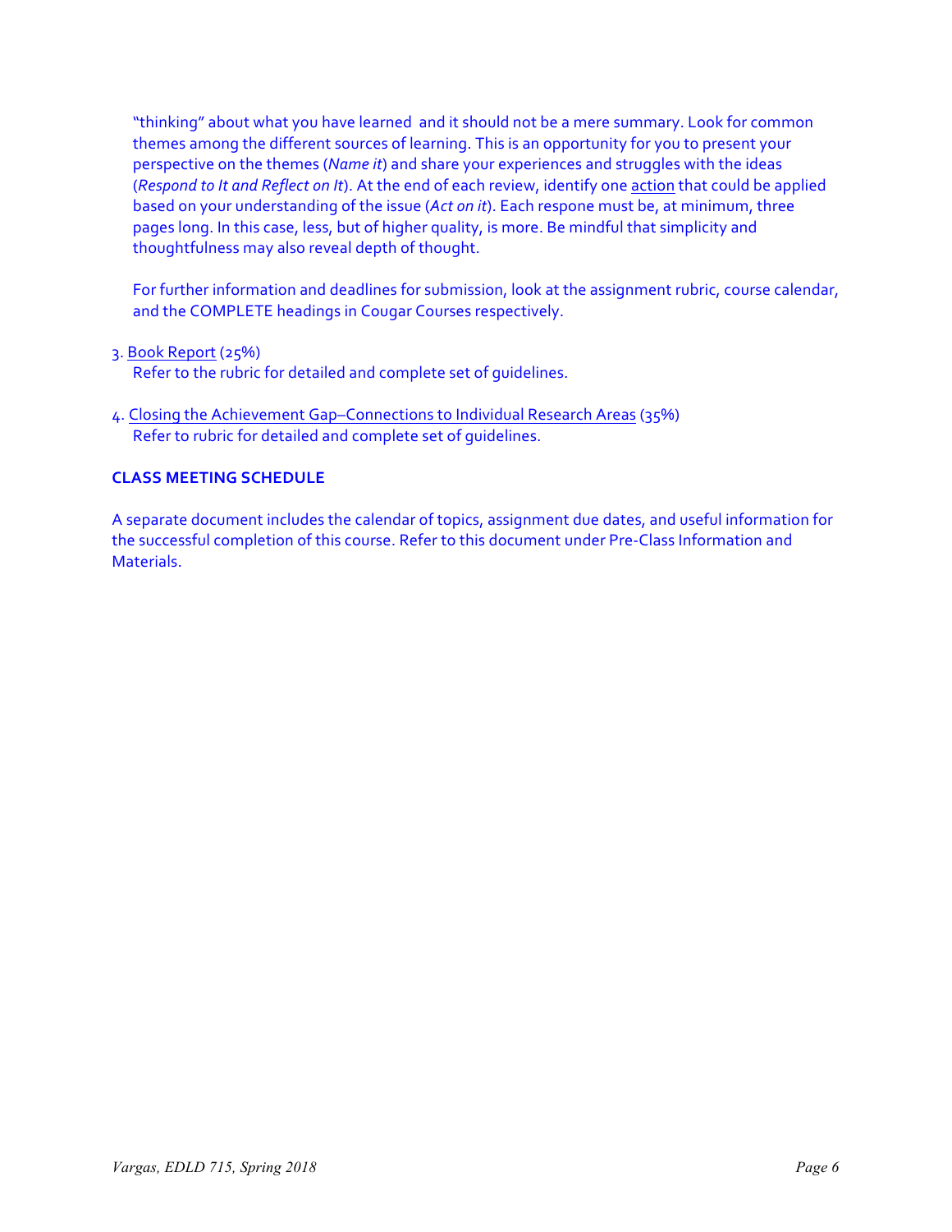"thinking" about what you have learned and it should not be a mere summary. Look for common themes among the different sources of learning. This is an opportunity for you to present your perspective on the themes (*Name it*) and share your experiences and struggles with the ideas (*Respond to It and Reflect on It*). At the end of each review, identify one action that could be applied based on your understanding of the issue (*Act on it*). Each respone must be, at minimum, three pages long. In this case, less, but of higher quality, is more. Be mindful that simplicity and thoughtfulness may also reveal depth of thought.

For further information and deadlines for submission, look at the assignment rubric, course calendar, and the COMPLETE headings in Cougar Courses respectively.

3. Book Report (25%)
   Refer to the rubric for detailed and complete set of guidelines.

4. Closing the Achievement Gap–Connections to Individual Research Areas (35%)
   Refer to rubric for detailed and complete set of guidelines.

**CLASS MEETING SCHEDULE**

A separate document includes the calendar of topics, assignment due dates, and useful information for the successful completion of this course. Refer to this document under Pre-Class Information and Materials.